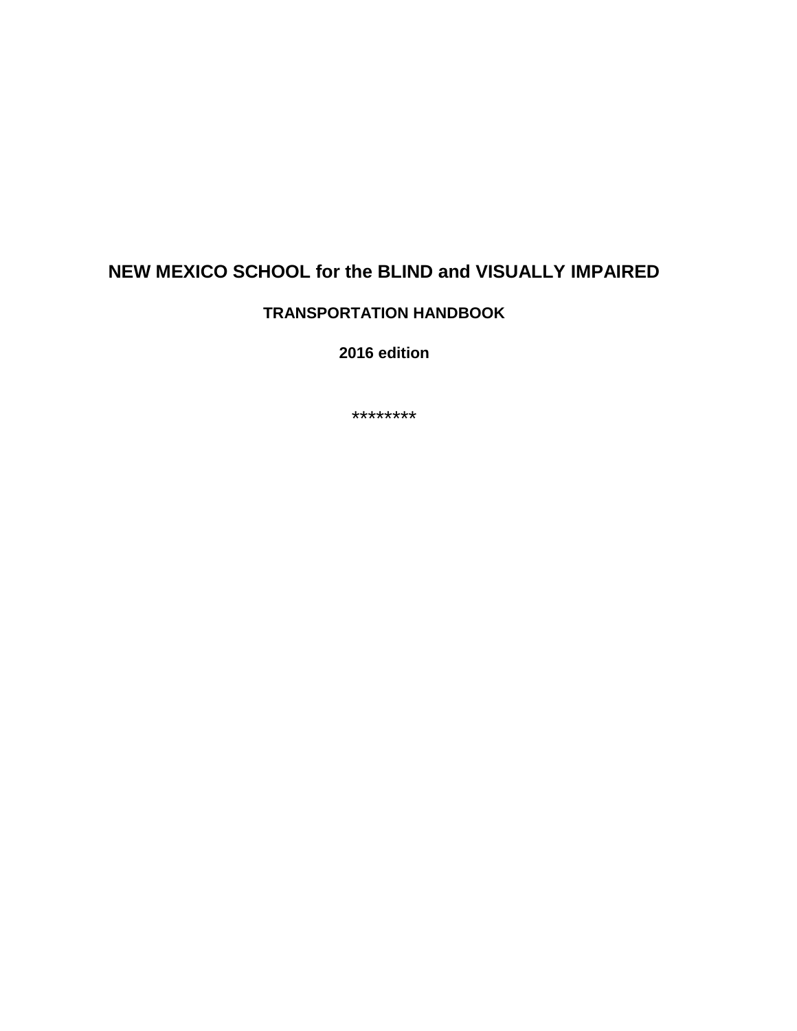# NEW MEXICO SCHOOL for the BLIND and VISUALLY IMPAIRED

## TRANSPORTATION HANDBOOK

**2016 edition**

********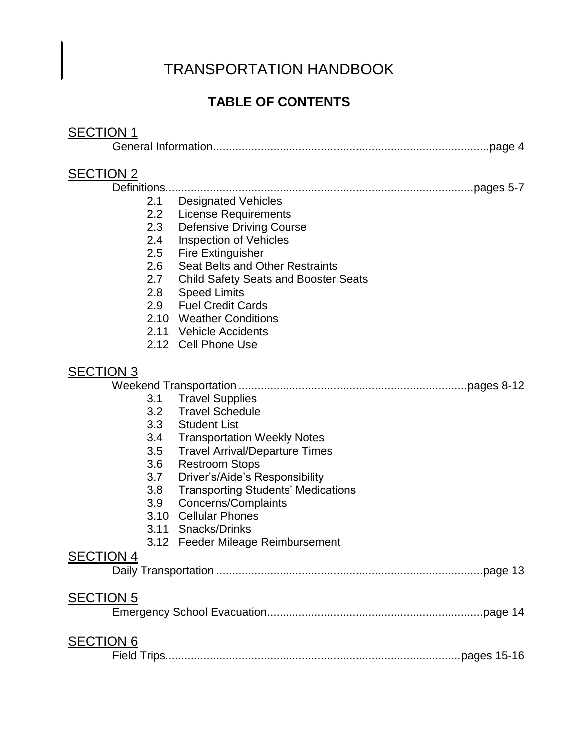# TRANSPORTATION HANDBOOK

## TABLE OF CONTENTS

**SECTION 1**

General Information.......................................................................................page 4

**SECTION 2**

Definitions.................................................................................................pages 5-7

- 2.1 Designated Vehicles
- 2.2 License Requirements
- 2.3 Defensive Driving Course
- 2.4 Inspection of Vehicles
- 2.5 Fire Extinguisher
- 2.6 Seat Belts and Other Restraints
- 2.7 Child Safety Seats and Booster Seats
- 2.8 Speed Limits
- 2.9 Fuel Credit Cards
- 2.10 Weather Conditions
- 2.11 Vehicle Accidents
- 2.12 Cell Phone Use

**SECTION 3**

Weekend Transportation ........................................................................pages 8-12

- 3.1 Travel Supplies
- 3.2 Travel Schedule
- 3.3 Student List
- 3.4 Transportation Weekly Notes
- 3.5 Travel Arrival/Departure Times
- 3.6 Restroom Stops
- 3.7 Driver's/Aide's Responsibility
- 3.8 Transporting Students' Medications
- 3.9 Concerns/Complaints
- 3.10 Cellular Phones
- 3.11 Snacks/Drinks
- 3.12 Feeder Mileage Reimbursement

**SECTION 4**

Daily Transportation ....................................................................................page 13

**SECTION 5**

Emergency School Evacuation....................................................................page 14

**SECTION 6**

Field Trips.............................................................................................pages 15-16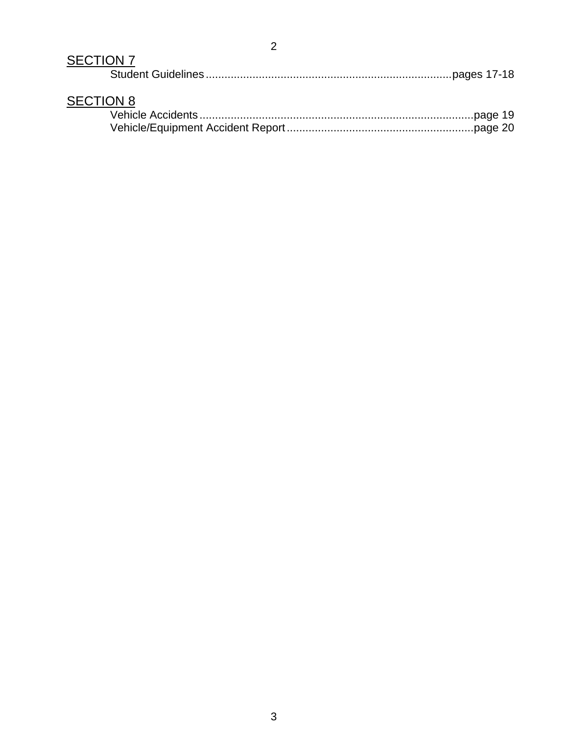<u>SECTION 7</u>

Student Guidelines ............................................................................ pages 17-18

<u>SECTION 8</u>

Vehicle Accidents ............................................................................... page 19

Vehicle/Equipment Accident Report ..................................................... page 20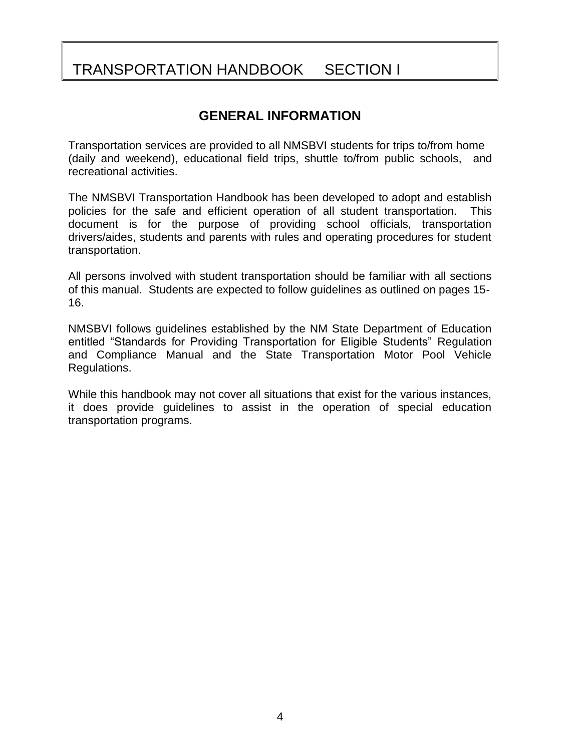# TRANSPORTATION HANDBOOK SECTION I

## GENERAL INFORMATION

Transportation services are provided to all NMSBVI students for trips to/from home (daily and weekend), educational field trips, shuttle to/from public schools, and recreational activities.

The NMSBVI Transportation Handbook has been developed to adopt and establish policies for the safe and efficient operation of all student transportation. This document is for the purpose of providing school officials, transportation drivers/aides, students and parents with rules and operating procedures for student transportation.

All persons involved with student transportation should be familiar with all sections of this manual. Students are expected to follow guidelines as outlined on pages 15-16.

NMSBVI follows guidelines established by the NM State Department of Education entitled "Standards for Providing Transportation for Eligible Students" Regulation and Compliance Manual and the State Transportation Motor Pool Vehicle Regulations.

While this handbook may not cover all situations that exist for the various instances, it does provide guidelines to assist in the operation of special education transportation programs.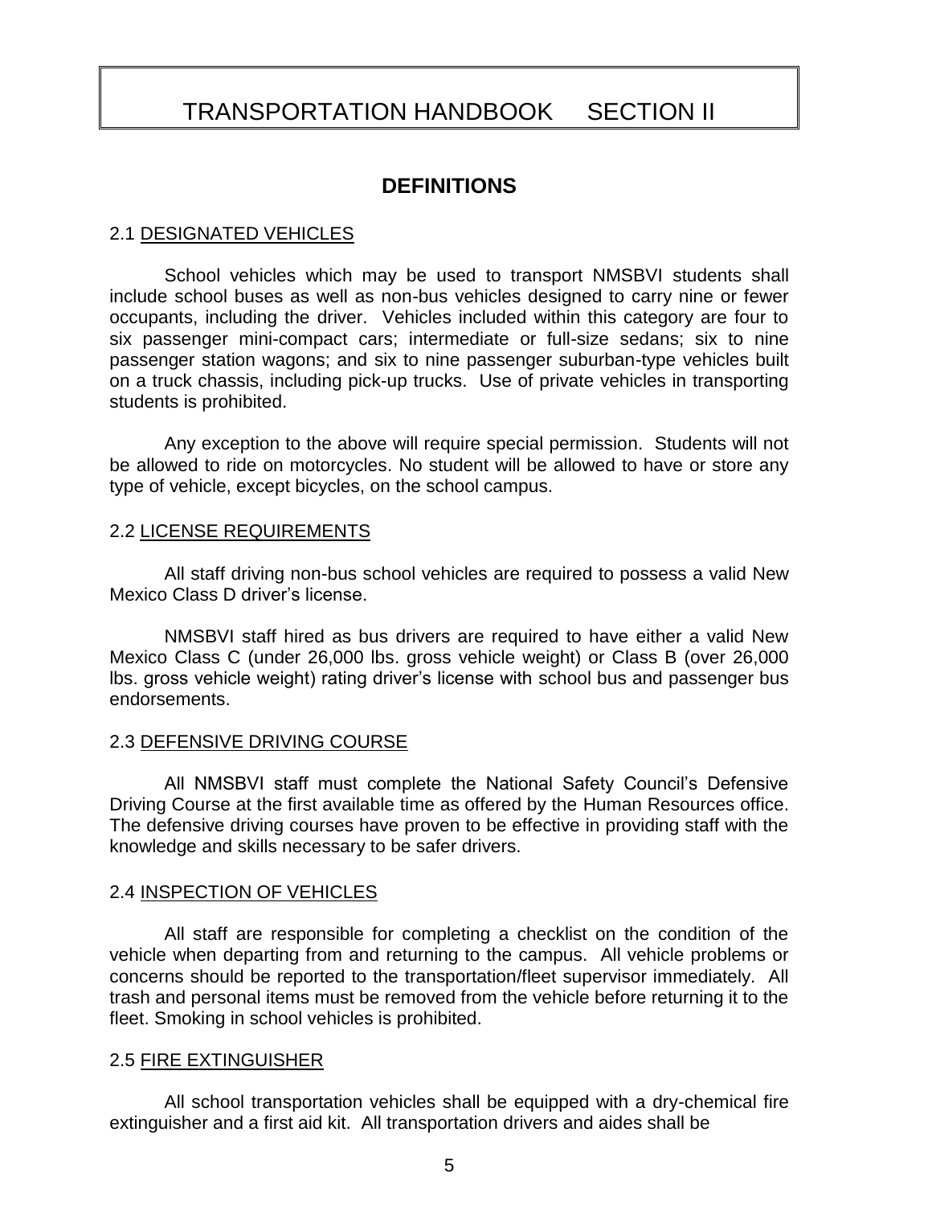# TRANSPORTATION HANDBOOK SECTION II

## DEFINITIONS

### 2.1 DESIGNATED VEHICLES

School vehicles which may be used to transport NMSBVI students shall include school buses as well as non-bus vehicles designed to carry nine or fewer occupants, including the driver. Vehicles included within this category are four to six passenger mini-compact cars; intermediate or full-size sedans; six to nine passenger station wagons; and six to nine passenger suburban-type vehicles built on a truck chassis, including pick-up trucks. Use of private vehicles in transporting students is prohibited.

Any exception to the above will require special permission. Students will not be allowed to ride on motorcycles. No student will be allowed to have or store any type of vehicle, except bicycles, on the school campus.

### 2.2 LICENSE REQUIREMENTS

All staff driving non-bus school vehicles are required to possess a valid New Mexico Class D driver's license.

NMSBVI staff hired as bus drivers are required to have either a valid New Mexico Class C (under 26,000 lbs. gross vehicle weight) or Class B (over 26,000 lbs. gross vehicle weight) rating driver's license with school bus and passenger bus endorsements.

### 2.3 DEFENSIVE DRIVING COURSE

All NMSBVI staff must complete the National Safety Council's Defensive Driving Course at the first available time as offered by the Human Resources office. The defensive driving courses have proven to be effective in providing staff with the knowledge and skills necessary to be safer drivers.

### 2.4 INSPECTION OF VEHICLES

All staff are responsible for completing a checklist on the condition of the vehicle when departing from and returning to the campus. All vehicle problems or concerns should be reported to the transportation/fleet supervisor immediately. All trash and personal items must be removed from the vehicle before returning it to the fleet. Smoking in school vehicles is prohibited.

### 2.5 FIRE EXTINGUISHER

All school transportation vehicles shall be equipped with a dry-chemical fire extinguisher and a first aid kit. All transportation drivers and aides shall be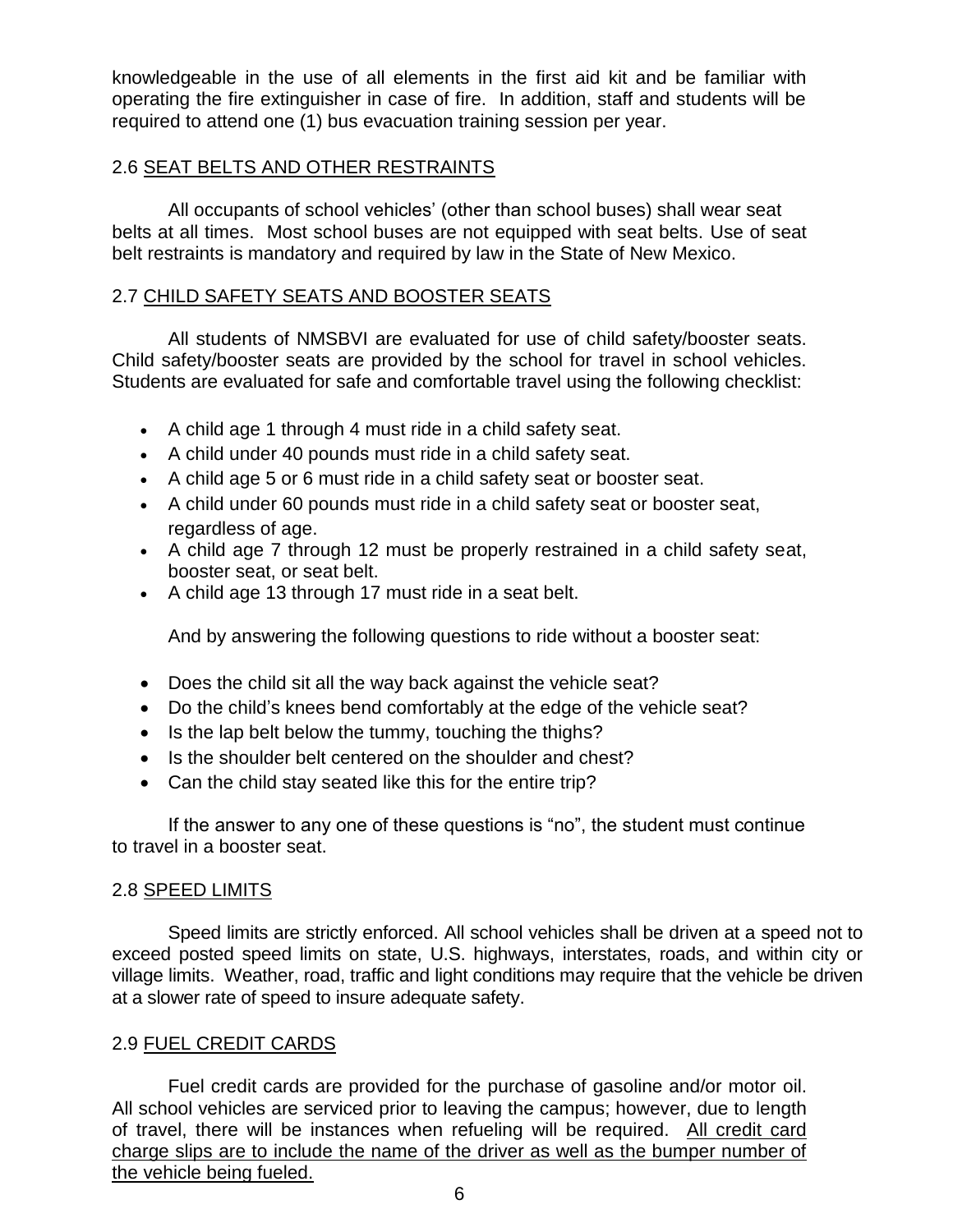knowledgeable in the use of all elements in the first aid kit and be familiar with operating the fire extinguisher in case of fire. In addition, staff and students will be required to attend one (1) bus evacuation training session per year.

## 2.6 SEAT BELTS AND OTHER RESTRAINTS

All occupants of school vehicles' (other than school buses) shall wear seat belts at all times. Most school buses are not equipped with seat belts. Use of seat belt restraints is mandatory and required by law in the State of New Mexico.

## 2.7 CHILD SAFETY SEATS AND BOOSTER SEATS

All students of NMSBVI are evaluated for use of child safety/booster seats. Child safety/booster seats are provided by the school for travel in school vehicles. Students are evaluated for safe and comfortable travel using the following checklist:

- A child age 1 through 4 must ride in a child safety seat.
- A child under 40 pounds must ride in a child safety seat.
- A child age 5 or 6 must ride in a child safety seat or booster seat.
- A child under 60 pounds must ride in a child safety seat or booster seat, regardless of age.
- A child age 7 through 12 must be properly restrained in a child safety seat, booster seat, or seat belt.
- A child age 13 through 17 must ride in a seat belt.

And by answering the following questions to ride without a booster seat:

- Does the child sit all the way back against the vehicle seat?
- Do the child's knees bend comfortably at the edge of the vehicle seat?
- Is the lap belt below the tummy, touching the thighs?
- Is the shoulder belt centered on the shoulder and chest?
- Can the child stay seated like this for the entire trip?

If the answer to any one of these questions is "no", the student must continue to travel in a booster seat.

## 2.8 SPEED LIMITS

Speed limits are strictly enforced. All school vehicles shall be driven at a speed not to exceed posted speed limits on state, U.S. highways, interstates, roads, and within city or village limits. Weather, road, traffic and light conditions may require that the vehicle be driven at a slower rate of speed to insure adequate safety.

## 2.9 FUEL CREDIT CARDS

Fuel credit cards are provided for the purchase of gasoline and/or motor oil. All school vehicles are serviced prior to leaving the campus; however, due to length of travel, there will be instances when refueling will be required. All credit card charge slips are to include the name of the driver as well as the bumper number of the vehicle being fueled.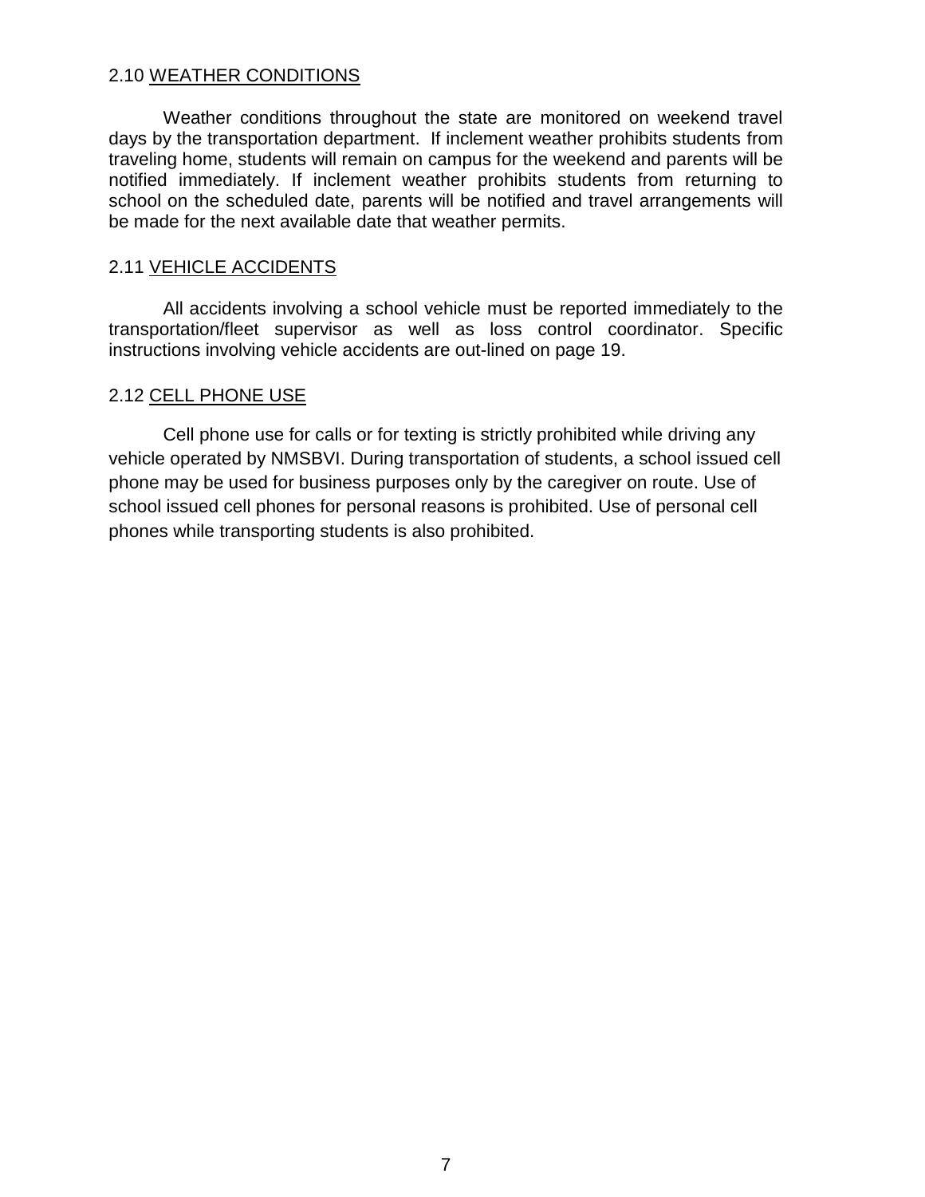## 2.10 <u>WEATHER CONDITIONS</u>

Weather conditions throughout the state are monitored on weekend travel days by the transportation department. If inclement weather prohibits students from traveling home, students will remain on campus for the weekend and parents will be notified immediately. If inclement weather prohibits students from returning to school on the scheduled date, parents will be notified and travel arrangements will be made for the next available date that weather permits.

## 2.11 <u>VEHICLE ACCIDENTS</u>

All accidents involving a school vehicle must be reported immediately to the transportation/fleet supervisor as well as loss control coordinator. Specific instructions involving vehicle accidents are out-lined on page 19.

## 2.12 <u>CELL PHONE USE</u>

Cell phone use for calls or for texting is strictly prohibited while driving any vehicle operated by NMSBVI. During transportation of students, a school issued cell phone may be used for business purposes only by the caregiver on route. Use of school issued cell phones for personal reasons is prohibited. Use of personal cell phones while transporting students is also prohibited.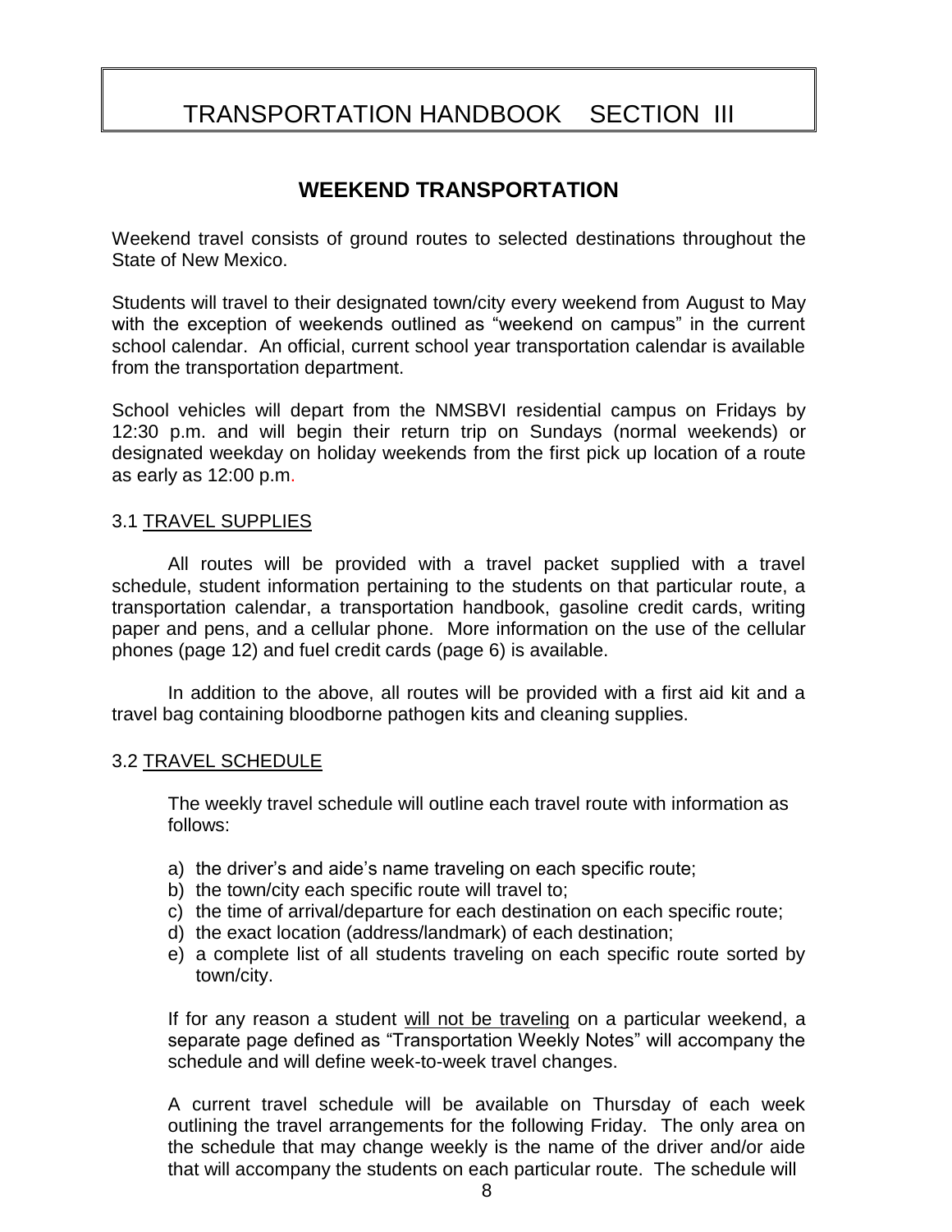# TRANSPORTATION HANDBOOK SECTION III

## WEEKEND TRANSPORTATION

Weekend travel consists of ground routes to selected destinations throughout the State of New Mexico.

Students will travel to their designated town/city every weekend from August to May with the exception of weekends outlined as "weekend on campus" in the current school calendar. An official, current school year transportation calendar is available from the transportation department.

School vehicles will depart from the NMSBVI residential campus on Fridays by 12:30 p.m. and will begin their return trip on Sundays (normal weekends) or designated weekday on holiday weekends from the first pick up location of a route as early as 12:00 p.m.

### 3.1 TRAVEL SUPPLIES

All routes will be provided with a travel packet supplied with a travel schedule, student information pertaining to the students on that particular route, a transportation calendar, a transportation handbook, gasoline credit cards, writing paper and pens, and a cellular phone. More information on the use of the cellular phones (page 12) and fuel credit cards (page 6) is available.

In addition to the above, all routes will be provided with a first aid kit and a travel bag containing bloodborne pathogen kits and cleaning supplies.

### 3.2 TRAVEL SCHEDULE

The weekly travel schedule will outline each travel route with information as follows:

a) the driver's and aide's name traveling on each specific route;
b) the town/city each specific route will travel to;
c) the time of arrival/departure for each destination on each specific route;
d) the exact location (address/landmark) of each destination;
e) a complete list of all students traveling on each specific route sorted by town/city.

If for any reason a student will not be traveling on a particular weekend, a separate page defined as "Transportation Weekly Notes" will accompany the schedule and will define week-to-week travel changes.

A current travel schedule will be available on Thursday of each week outlining the travel arrangements for the following Friday. The only area on the schedule that may change weekly is the name of the driver and/or aide that will accompany the students on each particular route. The schedule will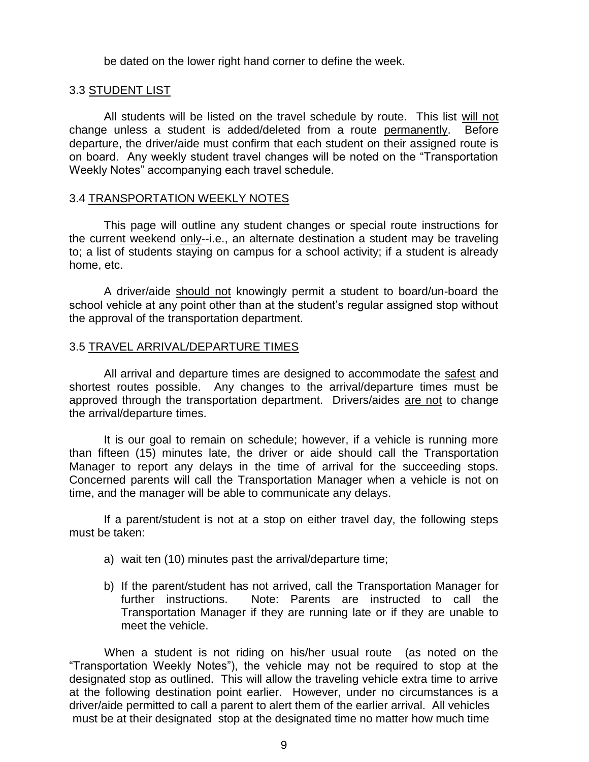be dated on the lower right hand corner to define the week.

### 3.3 STUDENT LIST

All students will be listed on the travel schedule by route. This list will not change unless a student is added/deleted from a route permanently. Before departure, the driver/aide must confirm that each student on their assigned route is on board. Any weekly student travel changes will be noted on the "Transportation Weekly Notes" accompanying each travel schedule.

### 3.4 TRANSPORTATION WEEKLY NOTES

This page will outline any student changes or special route instructions for the current weekend only--i.e., an alternate destination a student may be traveling to; a list of students staying on campus for a school activity; if a student is already home, etc.

A driver/aide should not knowingly permit a student to board/un-board the school vehicle at any point other than at the student's regular assigned stop without the approval of the transportation department.

### 3.5 TRAVEL ARRIVAL/DEPARTURE TIMES

All arrival and departure times are designed to accommodate the safest and shortest routes possible. Any changes to the arrival/departure times must be approved through the transportation department. Drivers/aides are not to change the arrival/departure times.

It is our goal to remain on schedule; however, if a vehicle is running more than fifteen (15) minutes late, the driver or aide should call the Transportation Manager to report any delays in the time of arrival for the succeeding stops. Concerned parents will call the Transportation Manager when a vehicle is not on time, and the manager will be able to communicate any delays.

If a parent/student is not at a stop on either travel day, the following steps must be taken:

a) wait ten (10) minutes past the arrival/departure time;

b) If the parent/student has not arrived, call the Transportation Manager for further instructions. Note: Parents are instructed to call the Transportation Manager if they are running late or if they are unable to meet the vehicle.

When a student is not riding on his/her usual route (as noted on the "Transportation Weekly Notes"), the vehicle may not be required to stop at the designated stop as outlined. This will allow the traveling vehicle extra time to arrive at the following destination point earlier. However, under no circumstances is a driver/aide permitted to call a parent to alert them of the earlier arrival. All vehicles must be at their designated stop at the designated time no matter how much time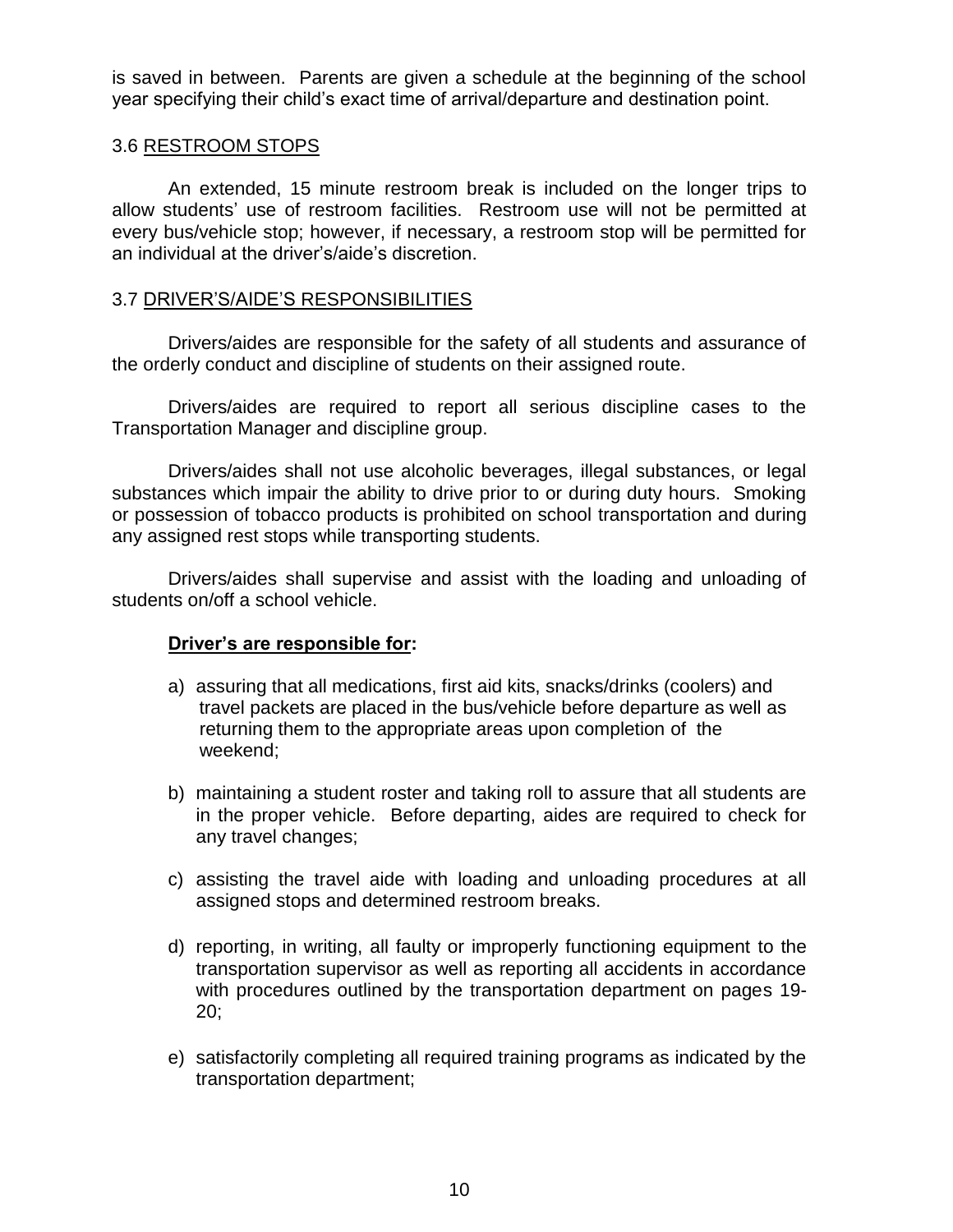is saved in between. Parents are given a schedule at the beginning of the school year specifying their child's exact time of arrival/departure and destination point.

### 3.6 RESTROOM STOPS

An extended, 15 minute restroom break is included on the longer trips to allow students' use of restroom facilities. Restroom use will not be permitted at every bus/vehicle stop; however, if necessary, a restroom stop will be permitted for an individual at the driver's/aide's discretion.

### 3.7 DRIVER'S/AIDE'S RESPONSIBILITIES

Drivers/aides are responsible for the safety of all students and assurance of the orderly conduct and discipline of students on their assigned route.

Drivers/aides are required to report all serious discipline cases to the Transportation Manager and discipline group.

Drivers/aides shall not use alcoholic beverages, illegal substances, or legal substances which impair the ability to drive prior to or during duty hours. Smoking or possession of tobacco products is prohibited on school transportation and during any assigned rest stops while transporting students.

Drivers/aides shall supervise and assist with the loading and unloading of students on/off a school vehicle.

**Driver's are responsible for:**

a) assuring that all medications, first aid kits, snacks/drinks (coolers) and travel packets are placed in the bus/vehicle before departure as well as returning them to the appropriate areas upon completion of the weekend;

b) maintaining a student roster and taking roll to assure that all students are in the proper vehicle. Before departing, aides are required to check for any travel changes;

c) assisting the travel aide with loading and unloading procedures at all assigned stops and determined restroom breaks.

d) reporting, in writing, all faulty or improperly functioning equipment to the transportation supervisor as well as reporting all accidents in accordance with procedures outlined by the transportation department on pages 19-20;

e) satisfactorily completing all required training programs as indicated by the transportation department;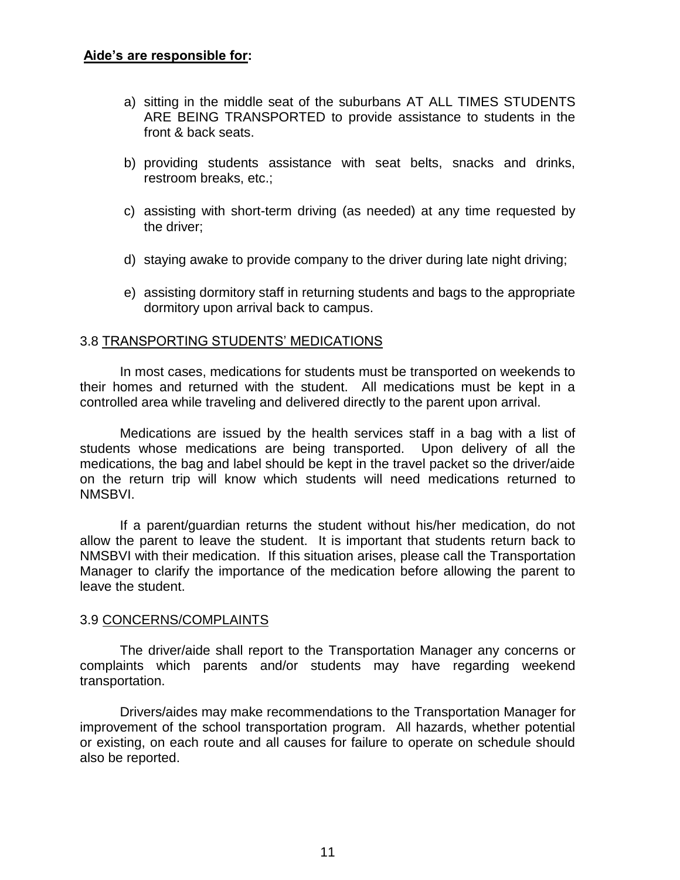**<u>Aide's are responsible for</u>:**

a) sitting in the middle seat of the suburbans AT ALL TIMES STUDENTS ARE BEING TRANSPORTED to provide assistance to students in the front & back seats.

b) providing students assistance with seat belts, snacks and drinks, restroom breaks, etc.;

c) assisting with short-term driving (as needed) at any time requested by the driver;

d) staying awake to provide company to the driver during late night driving;

e) assisting dormitory staff in returning students and bags to the appropriate dormitory upon arrival back to campus.

### 3.8 <u>TRANSPORTING STUDENTS' MEDICATIONS</u>

In most cases, medications for students must be transported on weekends to their homes and returned with the student. All medications must be kept in a controlled area while traveling and delivered directly to the parent upon arrival.

Medications are issued by the health services staff in a bag with a list of students whose medications are being transported. Upon delivery of all the medications, the bag and label should be kept in the travel packet so the driver/aide on the return trip will know which students will need medications returned to NMSBVI.

If a parent/guardian returns the student without his/her medication, do not allow the parent to leave the student. It is important that students return back to NMSBVI with their medication. If this situation arises, please call the Transportation Manager to clarify the importance of the medication before allowing the parent to leave the student.

### 3.9 <u>CONCERNS/COMPLAINTS</u>

The driver/aide shall report to the Transportation Manager any concerns or complaints which parents and/or students may have regarding weekend transportation.

Drivers/aides may make recommendations to the Transportation Manager for improvement of the school transportation program. All hazards, whether potential or existing, on each route and all causes for failure to operate on schedule should also be reported.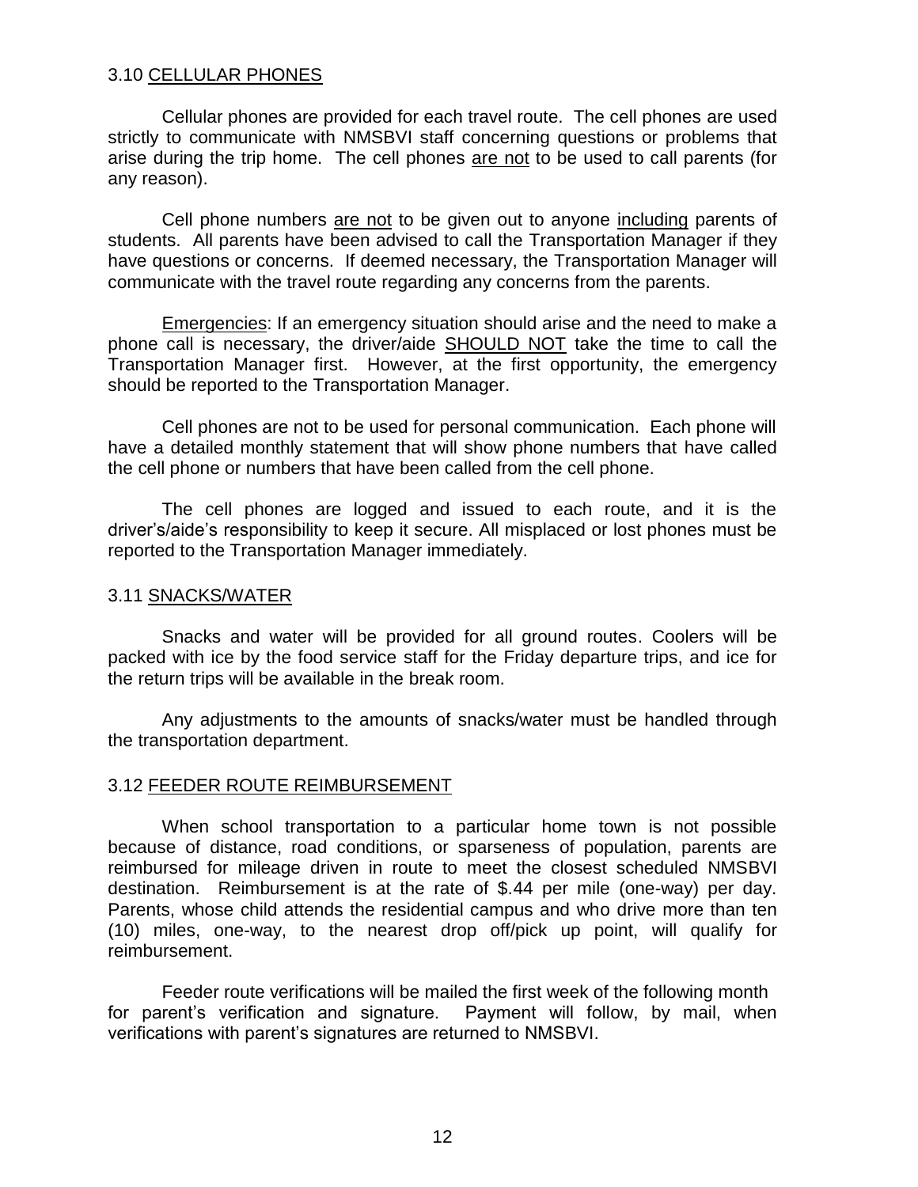### 3.10 CELLULAR PHONES

Cellular phones are provided for each travel route. The cell phones are used strictly to communicate with NMSBVI staff concerning questions or problems that arise during the trip home. The cell phones are not to be used to call parents (for any reason).

Cell phone numbers are not to be given out to anyone including parents of students. All parents have been advised to call the Transportation Manager if they have questions or concerns. If deemed necessary, the Transportation Manager will communicate with the travel route regarding any concerns from the parents.

Emergencies: If an emergency situation should arise and the need to make a phone call is necessary, the driver/aide **SHOULD NOT** take the time to call the Transportation Manager first. However, at the first opportunity, the emergency should be reported to the Transportation Manager.

Cell phones are not to be used for personal communication. Each phone will have a detailed monthly statement that will show phone numbers that have called the cell phone or numbers that have been called from the cell phone.

The cell phones are logged and issued to each route, and it is the driver's/aide's responsibility to keep it secure. All misplaced or lost phones must be reported to the Transportation Manager immediately.

### 3.11 SNACKS/WATER

Snacks and water will be provided for all ground routes. Coolers will be packed with ice by the food service staff for the Friday departure trips, and ice for the return trips will be available in the break room.

Any adjustments to the amounts of snacks/water must be handled through the transportation department.

### 3.12 FEEDER ROUTE REIMBURSEMENT

When school transportation to a particular home town is not possible because of distance, road conditions, or sparseness of population, parents are reimbursed for mileage driven in route to meet the closest scheduled NMSBVI destination. Reimbursement is at the rate of $.44 per mile (one-way) per day. Parents, whose child attends the residential campus and who drive more than ten (10) miles, one-way, to the nearest drop off/pick up point, will qualify for reimbursement.

Feeder route verifications will be mailed the first week of the following month for parent's verification and signature. Payment will follow, by mail, when verifications with parent's signatures are returned to NMSBVI.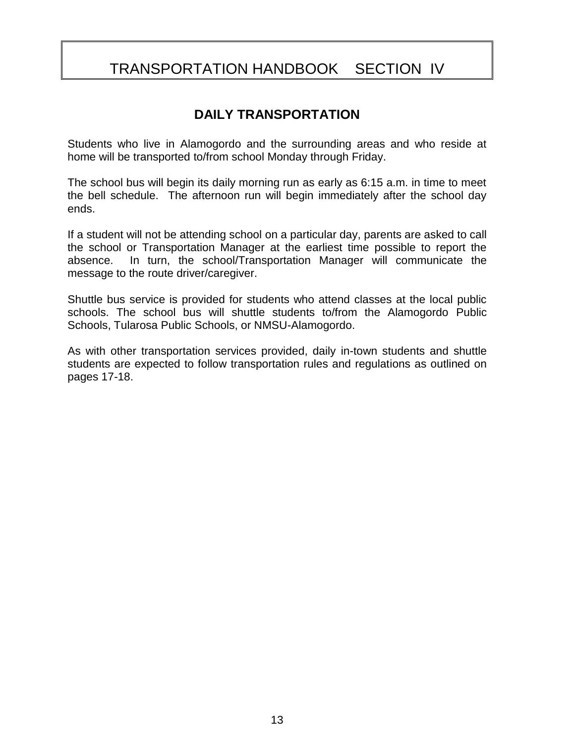# TRANSPORTATION HANDBOOK SECTION IV

## DAILY TRANSPORTATION

Students who live in Alamogordo and the surrounding areas and who reside at home will be transported to/from school Monday through Friday.

The school bus will begin its daily morning run as early as 6:15 a.m. in time to meet the bell schedule. The afternoon run will begin immediately after the school day ends.

If a student will not be attending school on a particular day, parents are asked to call the school or Transportation Manager at the earliest time possible to report the absence. In turn, the school/Transportation Manager will communicate the message to the route driver/caregiver.

Shuttle bus service is provided for students who attend classes at the local public schools. The school bus will shuttle students to/from the Alamogordo Public Schools, Tularosa Public Schools, or NMSU-Alamogordo.

As with other transportation services provided, daily in-town students and shuttle students are expected to follow transportation rules and regulations as outlined on pages 17-18.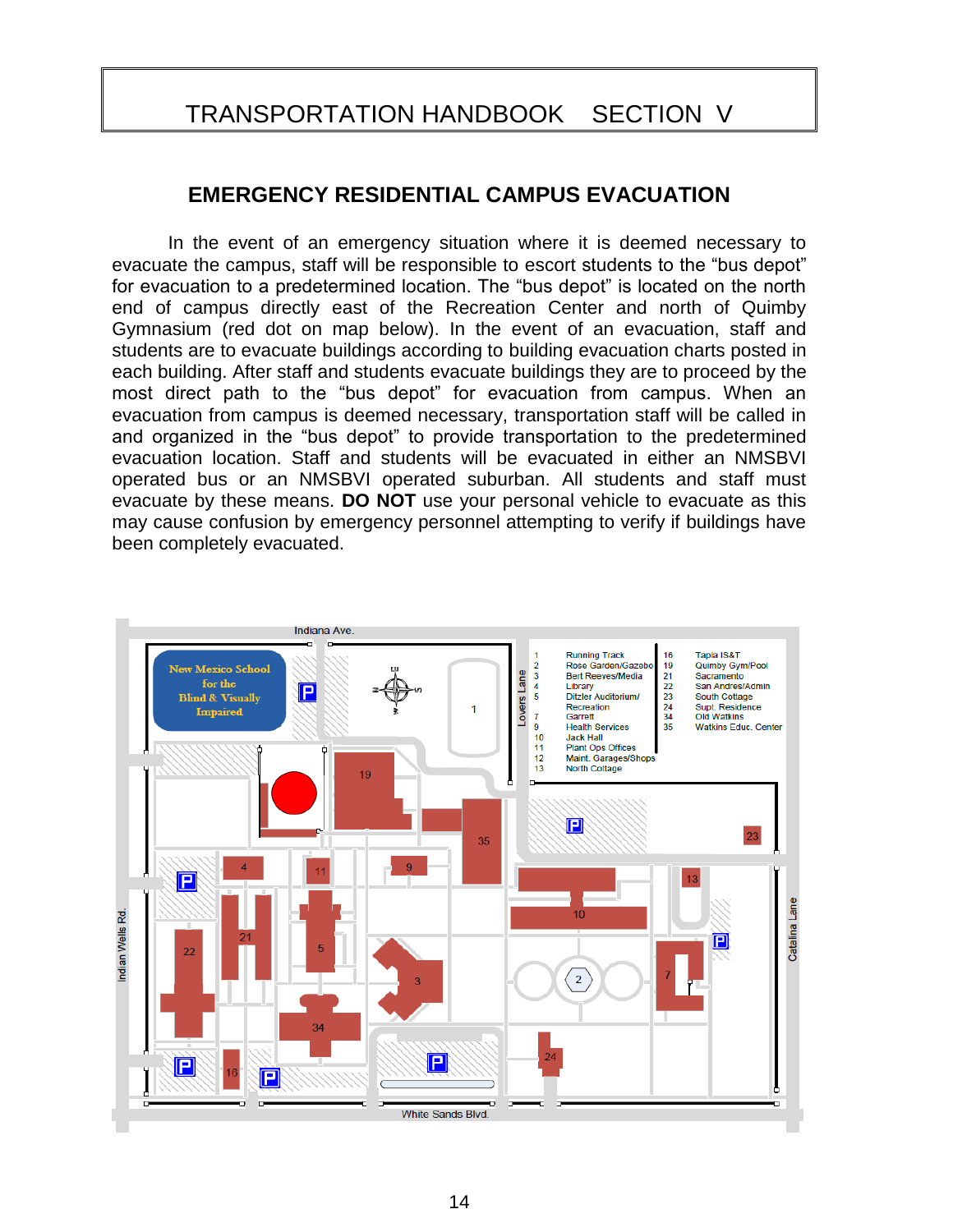## EMERGENCY RESIDENTIAL CAMPUS EVACUATION

In the event of an emergency situation where it is deemed necessary to evacuate the campus, staff will be responsible to escort students to the "bus depot" for evacuation to a predetermined location. The "bus depot" is located on the north end of campus directly east of the Recreation Center and north of Quimby Gymnasium (red dot on map below). In the event of an evacuation, staff and students are to evacuate buildings according to building evacuation charts posted in each building. After staff and students evacuate buildings they are to proceed by the most direct path to the "bus depot" for evacuation from campus. When an evacuation from campus is deemed necessary, transportation staff will be called in and organized in the "bus depot" to provide transportation to the predetermined evacuation location. Staff and students will be evacuated in either an NMSBVI operated bus or an NMSBVI operated suburban. All students and staff must evacuate by these means. **DO NOT** use your personal vehicle to evacuate as this may cause confusion by emergency personnel attempting to verify if buildings have been completely evacuated.

| No. | Building | No. | Building |
|---|---|---|---|
| 1 | Running Track | 16 | Tapia IS&T |
| 2 | Rose Garden/Gazebo | 19 | Quimby Gym/Pool |
| 3 | Bert Reeves/Media | 21 | Sacramento |
| 4 | Library | 22 | San Andres/Admin |
| 5 | Ditzler Auditorium/ Recreation | 23 | South Cottage |
| 7 | Garrett | 24 | Supt. Residence |
| 9 | Health Services | 34 | Old Watkins |
| 10 | Jack Hall | 35 | Watkins Educ. Center |
| 11 | Plant Ops Offices | | |
| 12 | Maint. Garages/Shops | | |
| 13 | North Cottage | | |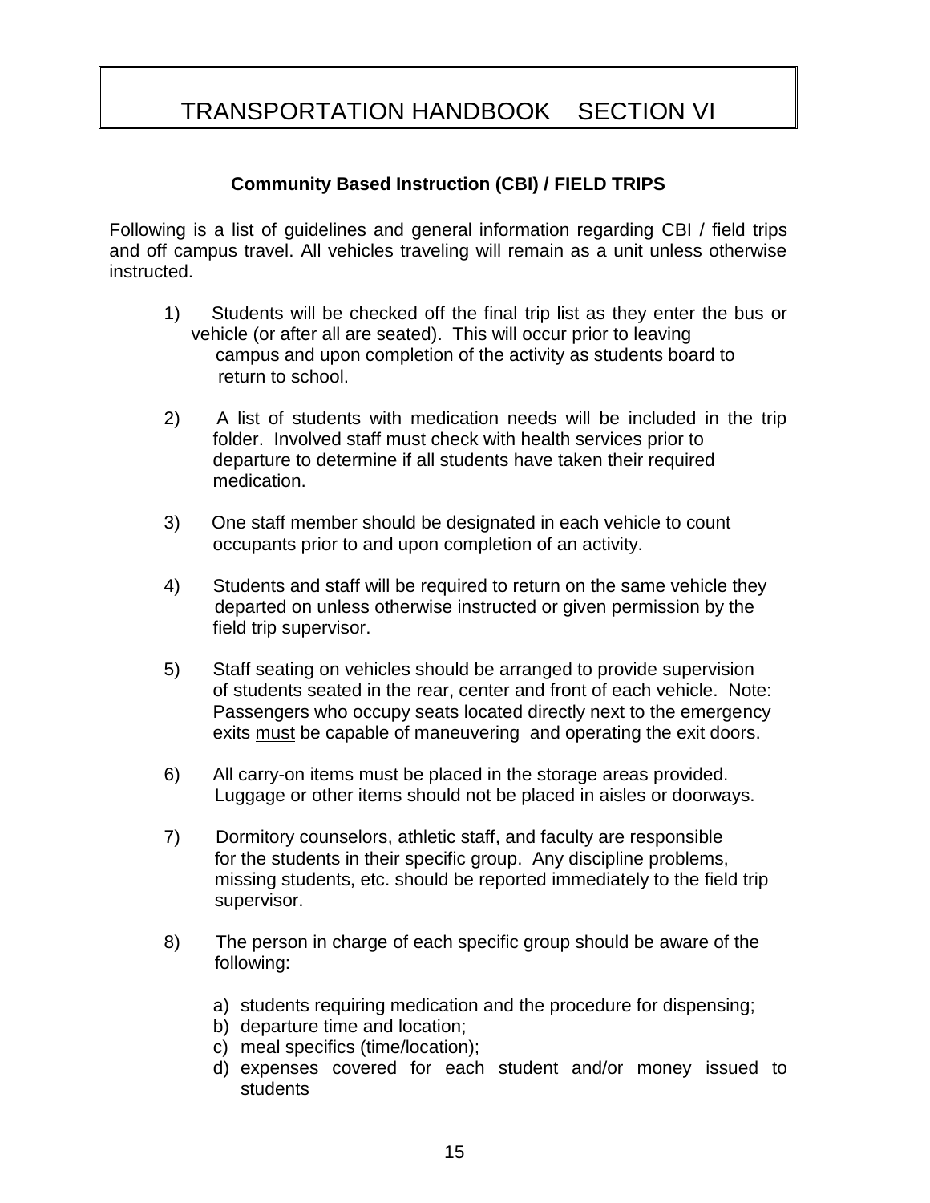# TRANSPORTATION HANDBOOK SECTION VI

## Community Based Instruction (CBI) / FIELD TRIPS

Following is a list of guidelines and general information regarding CBI / field trips and off campus travel. All vehicles traveling will remain as a unit unless otherwise instructed.

1) Students will be checked off the final trip list as they enter the bus or vehicle (or after all are seated). This will occur prior to leaving campus and upon completion of the activity as students board to return to school.

2) A list of students with medication needs will be included in the trip folder. Involved staff must check with health services prior to departure to determine if all students have taken their required medication.

3) One staff member should be designated in each vehicle to count occupants prior to and upon completion of an activity.

4) Students and staff will be required to return on the same vehicle they departed on unless otherwise instructed or given permission by the field trip supervisor.

5) Staff seating on vehicles should be arranged to provide supervision of students seated in the rear, center and front of each vehicle. Note: Passengers who occupy seats located directly next to the emergency exits <u>must</u> be capable of maneuvering and operating the exit doors.

6) All carry-on items must be placed in the storage areas provided. Luggage or other items should not be placed in aisles or doorways.

7) Dormitory counselors, athletic staff, and faculty are responsible for the students in their specific group. Any discipline problems, missing students, etc. should be reported immediately to the field trip supervisor.

8) The person in charge of each specific group should be aware of the following:

   a) students requiring medication and the procedure for dispensing;
   b) departure time and location;
   c) meal specifics (time/location);
   d) expenses covered for each student and/or money issued to students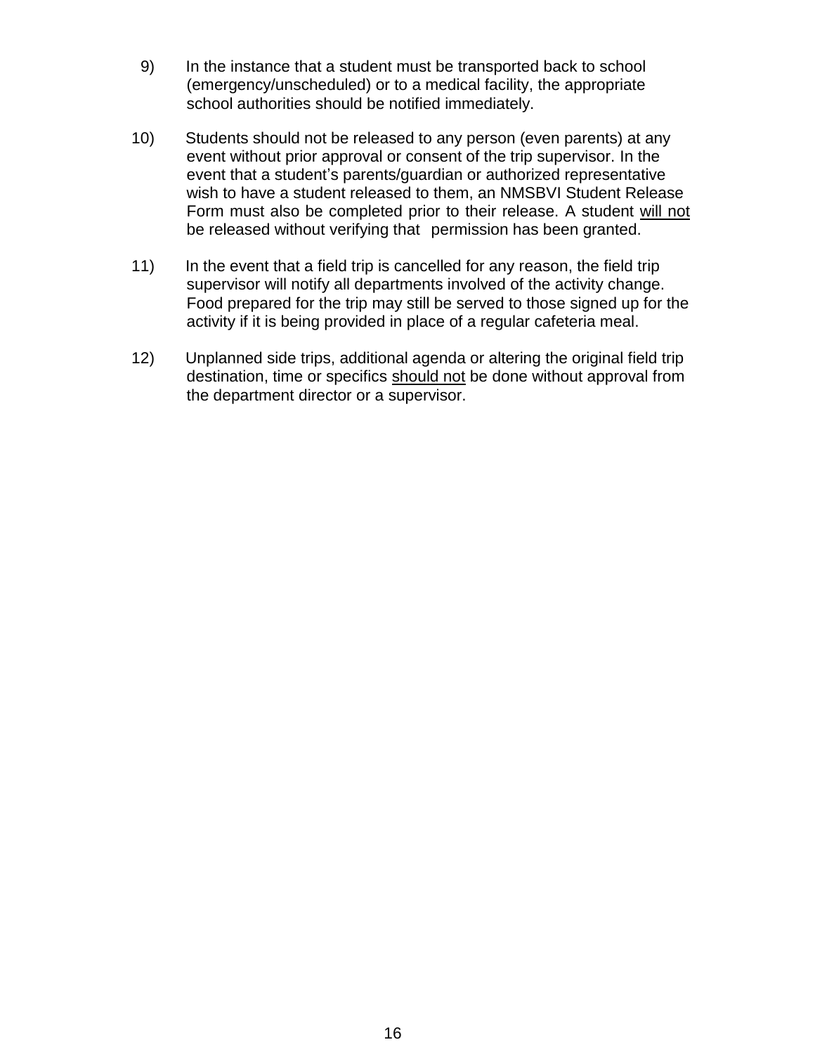9) In the instance that a student must be transported back to school (emergency/unscheduled) or to a medical facility, the appropriate school authorities should be notified immediately.

10) Students should not be released to any person (even parents) at any event without prior approval or consent of the trip supervisor. In the event that a student's parents/guardian or authorized representative wish to have a student released to them, an NMSBVI Student Release Form must also be completed prior to their release. A student <u>will not</u> be released without verifying that permission has been granted.

11) In the event that a field trip is cancelled for any reason, the field trip supervisor will notify all departments involved of the activity change. Food prepared for the trip may still be served to those signed up for the activity if it is being provided in place of a regular cafeteria meal.

12) Unplanned side trips, additional agenda or altering the original field trip destination, time or specifics <u>should not</u> be done without approval from the department director or a supervisor.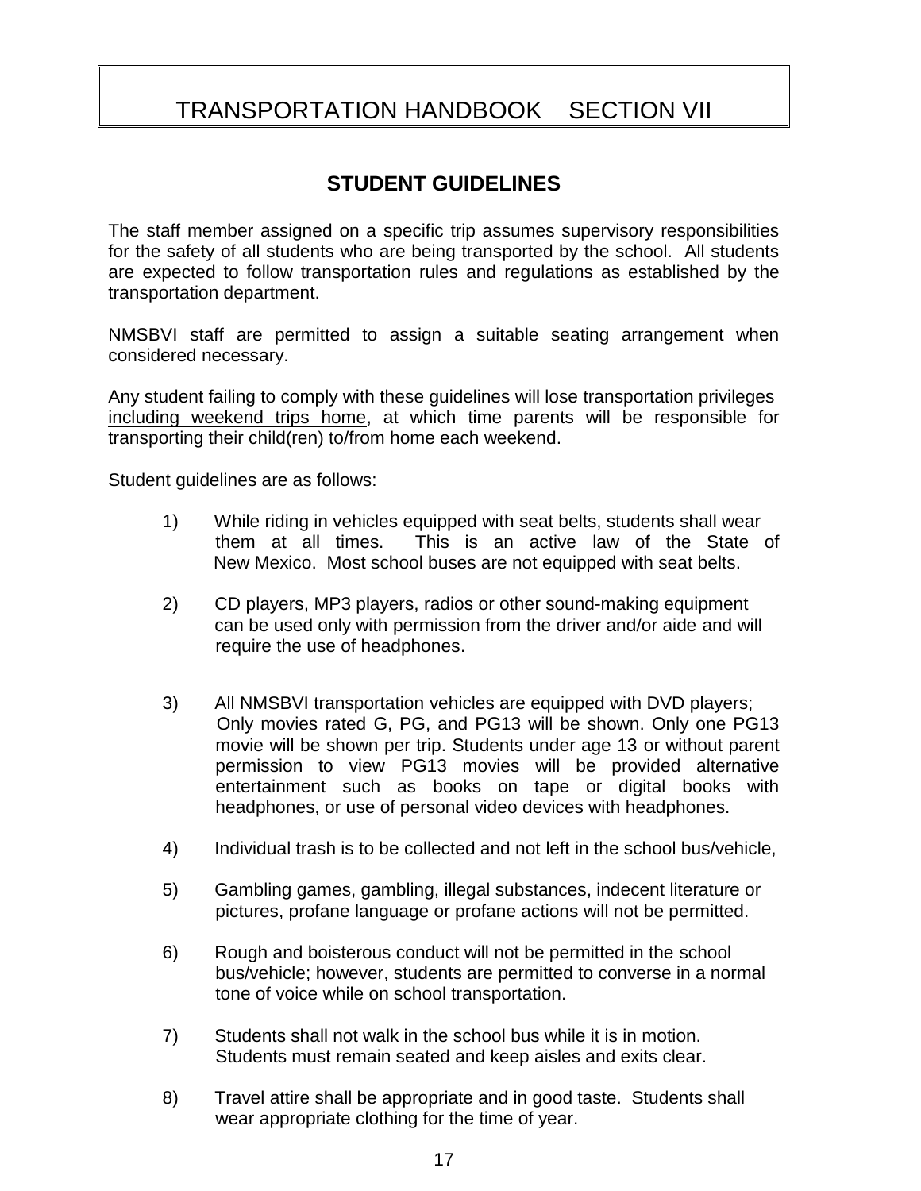# TRANSPORTATION HANDBOOK SECTION VII

## STUDENT GUIDELINES

The staff member assigned on a specific trip assumes supervisory responsibilities for the safety of all students who are being transported by the school. All students are expected to follow transportation rules and regulations as established by the transportation department.

NMSBVI staff are permitted to assign a suitable seating arrangement when considered necessary.

Any student failing to comply with these guidelines will lose transportation privileges <u>including weekend trips home</u>, at which time parents will be responsible for transporting their child(ren) to/from home each weekend.

Student guidelines are as follows:

1) While riding in vehicles equipped with seat belts, students shall wear them at all times. This is an active law of the State of New Mexico. Most school buses are not equipped with seat belts.

2) CD players, MP3 players, radios or other sound-making equipment can be used only with permission from the driver and/or aide and will require the use of headphones.

3) All NMSBVI transportation vehicles are equipped with DVD players; Only movies rated G, PG, and PG13 will be shown. Only one PG13 movie will be shown per trip. Students under age 13 or without parent permission to view PG13 movies will be provided alternative entertainment such as books on tape or digital books with headphones, or use of personal video devices with headphones.

4) Individual trash is to be collected and not left in the school bus/vehicle,

5) Gambling games, gambling, illegal substances, indecent literature or pictures, profane language or profane actions will not be permitted.

6) Rough and boisterous conduct will not be permitted in the school bus/vehicle; however, students are permitted to converse in a normal tone of voice while on school transportation.

7) Students shall not walk in the school bus while it is in motion. Students must remain seated and keep aisles and exits clear.

8) Travel attire shall be appropriate and in good taste. Students shall wear appropriate clothing for the time of year.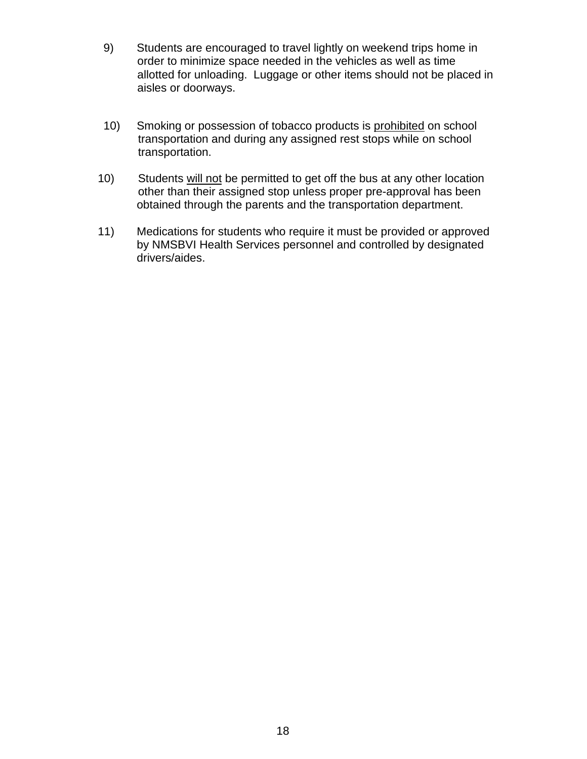9) Students are encouraged to travel lightly on weekend trips home in order to minimize space needed in the vehicles as well as time allotted for unloading. Luggage or other items should not be placed in aisles or doorways.

10) Smoking or possession of tobacco products is <u>prohibited</u> on school transportation and during any assigned rest stops while on school transportation.

10) Students <u>will not</u> be permitted to get off the bus at any other location other than their assigned stop unless proper pre-approval has been obtained through the parents and the transportation department.

11) Medications for students who require it must be provided or approved by NMSBVI Health Services personnel and controlled by designated drivers/aides.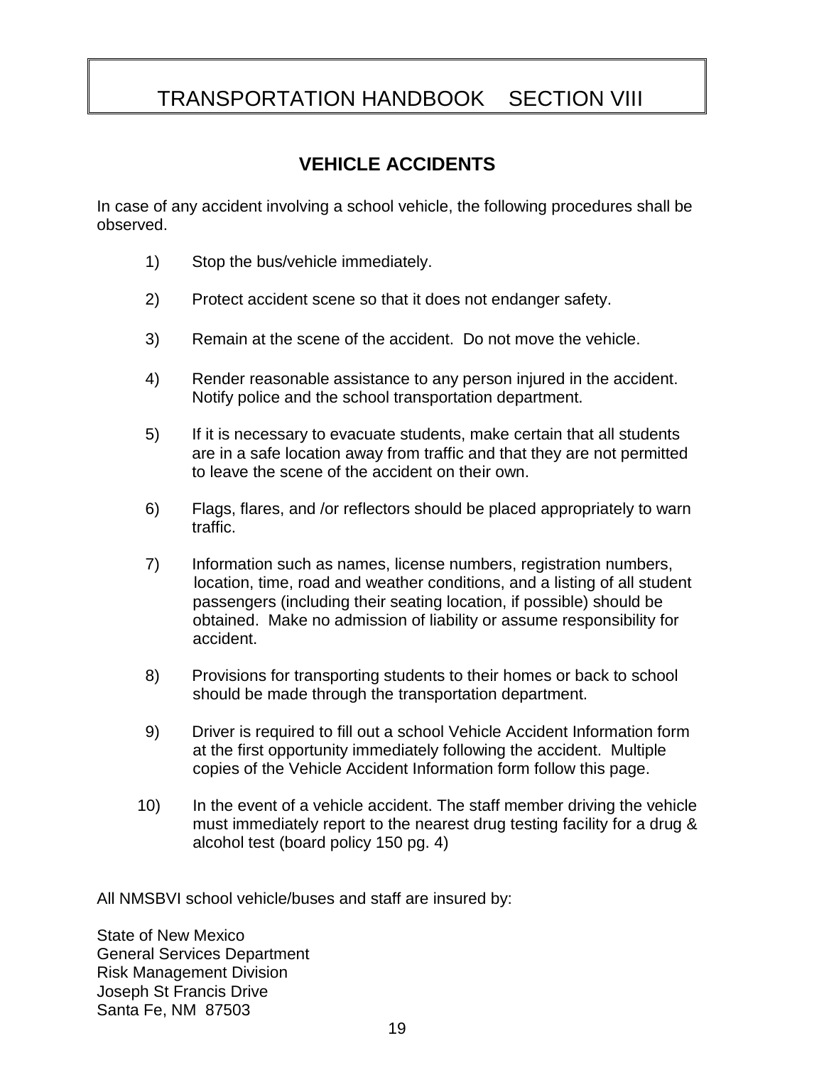# TRANSPORTATION HANDBOOK SECTION VIII

## VEHICLE ACCIDENTS

In case of any accident involving a school vehicle, the following procedures shall be observed.

1) Stop the bus/vehicle immediately.

2) Protect accident scene so that it does not endanger safety.

3) Remain at the scene of the accident. Do not move the vehicle.

4) Render reasonable assistance to any person injured in the accident. Notify police and the school transportation department.

5) If it is necessary to evacuate students, make certain that all students are in a safe location away from traffic and that they are not permitted to leave the scene of the accident on their own.

6) Flags, flares, and /or reflectors should be placed appropriately to warn traffic.

7) Information such as names, license numbers, registration numbers, location, time, road and weather conditions, and a listing of all student passengers (including their seating location, if possible) should be obtained. Make no admission of liability or assume responsibility for accident.

8) Provisions for transporting students to their homes or back to school should be made through the transportation department.

9) Driver is required to fill out a school Vehicle Accident Information form at the first opportunity immediately following the accident. Multiple copies of the Vehicle Accident Information form follow this page.

10) In the event of a vehicle accident. The staff member driving the vehicle must immediately report to the nearest drug testing facility for a drug & alcohol test (board policy 150 pg. 4)

All NMSBVI school vehicle/buses and staff are insured by:

State of New Mexico
General Services Department
Risk Management Division
Joseph St Francis Drive
Santa Fe, NM 87503